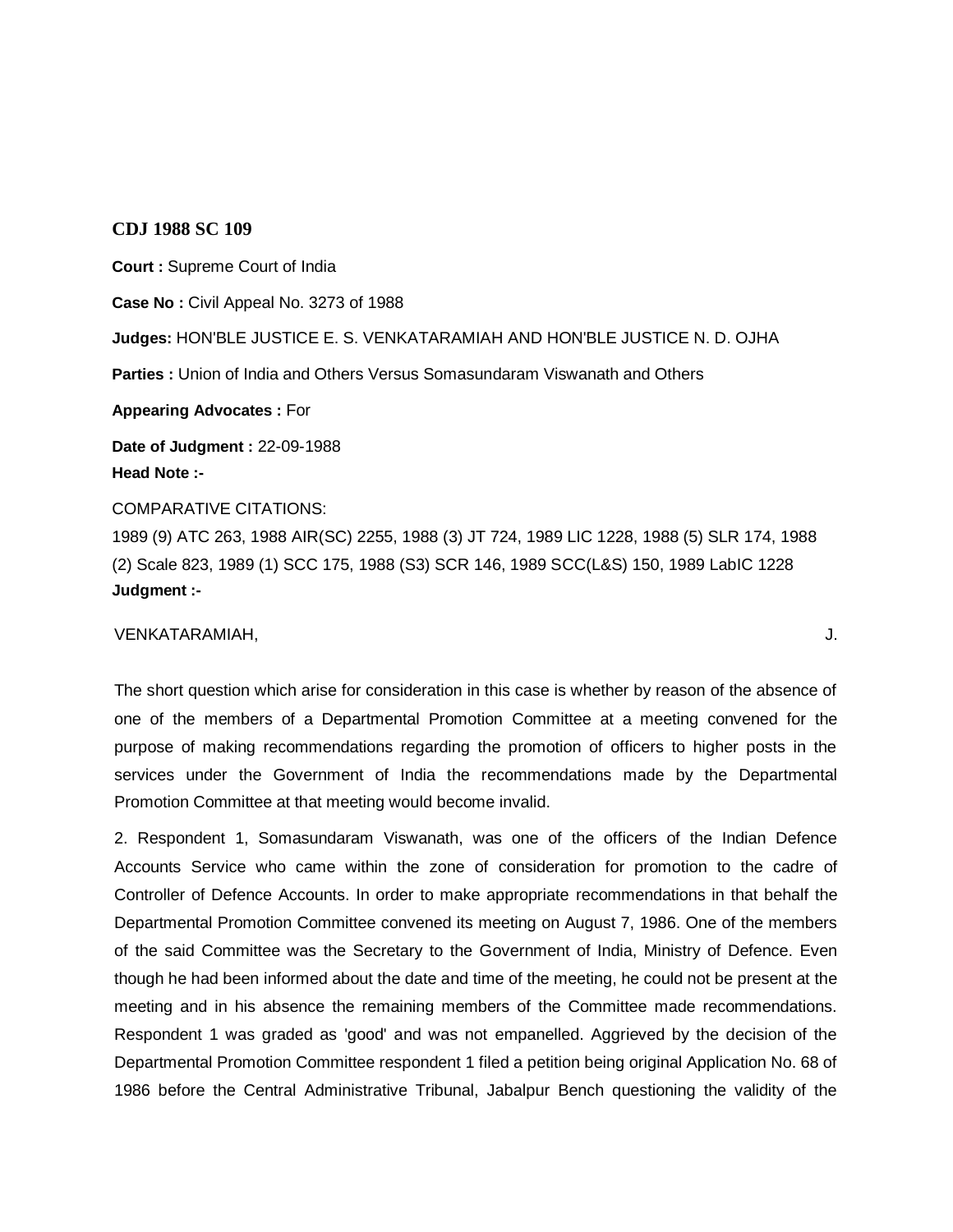**CDJ 1988 SC 109**

**Court :** Supreme Court of India

**Case No :** Civil Appeal No. 3273 of 1988

**Judges:** HON'BLE JUSTICE E. S. VENKATARAMIAH AND HON'BLE JUSTICE N. D. OJHA

**Parties :** Union of India and Others Versus Somasundaram Viswanath and Others

**Appearing Advocates :** For

**Date of Judgment :** 22-09-1988

**Head Note :-**

COMPARATIVE CITATIONS:
1989 (9) ATC 263, 1988 AIR(SC) 2255, 1988 (3) JT 724, 1989 LIC 1228, 1988 (5) SLR 174, 1988 (2) Scale 823, 1989 (1) SCC 175, 1988 (S3) SCR 146, 1989 SCC(L&S) 150, 1989 LabIC 1228

**Judgment :-**

VENKATARAMIAH, J.

The short question which arise for consideration in this case is whether by reason of the absence of one of the members of a Departmental Promotion Committee at a meeting convened for the purpose of making recommendations regarding the promotion of officers to higher posts in the services under the Government of India the recommendations made by the Departmental Promotion Committee at that meeting would become invalid.

2. Respondent 1, Somasundaram Viswanath, was one of the officers of the Indian Defence Accounts Service who came within the zone of consideration for promotion to the cadre of Controller of Defence Accounts. In order to make appropriate recommendations in that behalf the Departmental Promotion Committee convened its meeting on August 7, 1986. One of the members of the said Committee was the Secretary to the Government of India, Ministry of Defence. Even though he had been informed about the date and time of the meeting, he could not be present at the meeting and in his absence the remaining members of the Committee made recommendations. Respondent 1 was graded as 'good' and was not empanelled. Aggrieved by the decision of the Departmental Promotion Committee respondent 1 filed a petition being original Application No. 68 of 1986 before the Central Administrative Tribunal, Jabalpur Bench questioning the validity of the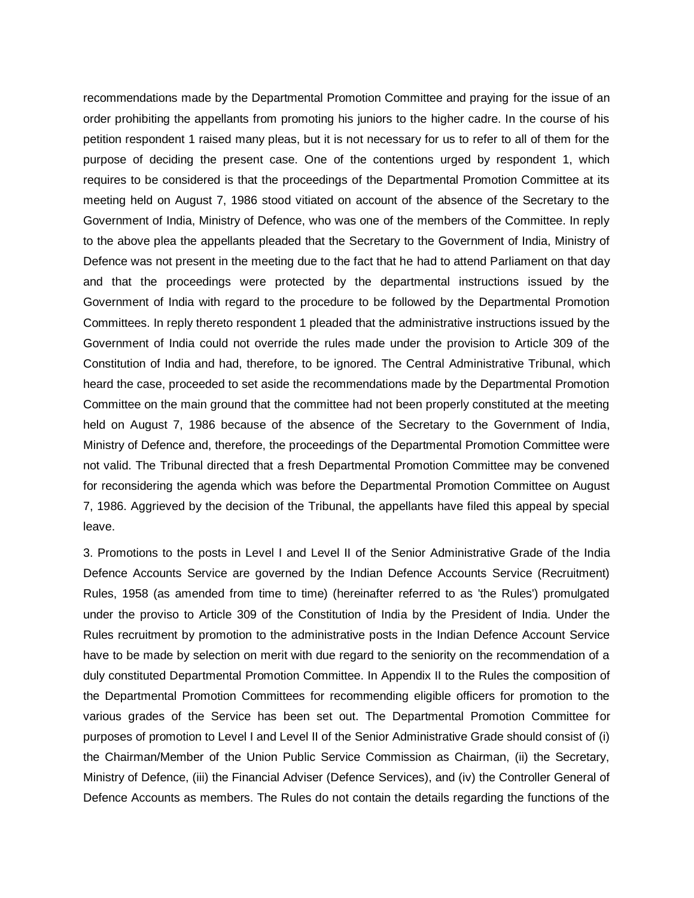recommendations made by the Departmental Promotion Committee and praying for the issue of an order prohibiting the appellants from promoting his juniors to the higher cadre. In the course of his petition respondent 1 raised many pleas, but it is not necessary for us to refer to all of them for the purpose of deciding the present case. One of the contentions urged by respondent 1, which requires to be considered is that the proceedings of the Departmental Promotion Committee at its meeting held on August 7, 1986 stood vitiated on account of the absence of the Secretary to the Government of India, Ministry of Defence, who was one of the members of the Committee. In reply to the above plea the appellants pleaded that the Secretary to the Government of India, Ministry of Defence was not present in the meeting due to the fact that he had to attend Parliament on that day and that the proceedings were protected by the departmental instructions issued by the Government of India with regard to the procedure to be followed by the Departmental Promotion Committees. In reply thereto respondent 1 pleaded that the administrative instructions issued by the Government of India could not override the rules made under the provision to Article 309 of the Constitution of India and had, therefore, to be ignored. The Central Administrative Tribunal, which heard the case, proceeded to set aside the recommendations made by the Departmental Promotion Committee on the main ground that the committee had not been properly constituted at the meeting held on August 7, 1986 because of the absence of the Secretary to the Government of India, Ministry of Defence and, therefore, the proceedings of the Departmental Promotion Committee were not valid. The Tribunal directed that a fresh Departmental Promotion Committee may be convened for reconsidering the agenda which was before the Departmental Promotion Committee on August 7, 1986. Aggrieved by the decision of the Tribunal, the appellants have filed this appeal by special leave.

3. Promotions to the posts in Level I and Level II of the Senior Administrative Grade of the India Defence Accounts Service are governed by the Indian Defence Accounts Service (Recruitment) Rules, 1958 (as amended from time to time) (hereinafter referred to as 'the Rules') promulgated under the proviso to Article 309 of the Constitution of India by the President of India. Under the Rules recruitment by promotion to the administrative posts in the Indian Defence Account Service have to be made by selection on merit with due regard to the seniority on the recommendation of a duly constituted Departmental Promotion Committee. In Appendix II to the Rules the composition of the Departmental Promotion Committees for recommending eligible officers for promotion to the various grades of the Service has been set out. The Departmental Promotion Committee for purposes of promotion to Level I and Level II of the Senior Administrative Grade should consist of (i) the Chairman/Member of the Union Public Service Commission as Chairman, (ii) the Secretary, Ministry of Defence, (iii) the Financial Adviser (Defence Services), and (iv) the Controller General of Defence Accounts as members. The Rules do not contain the details regarding the functions of the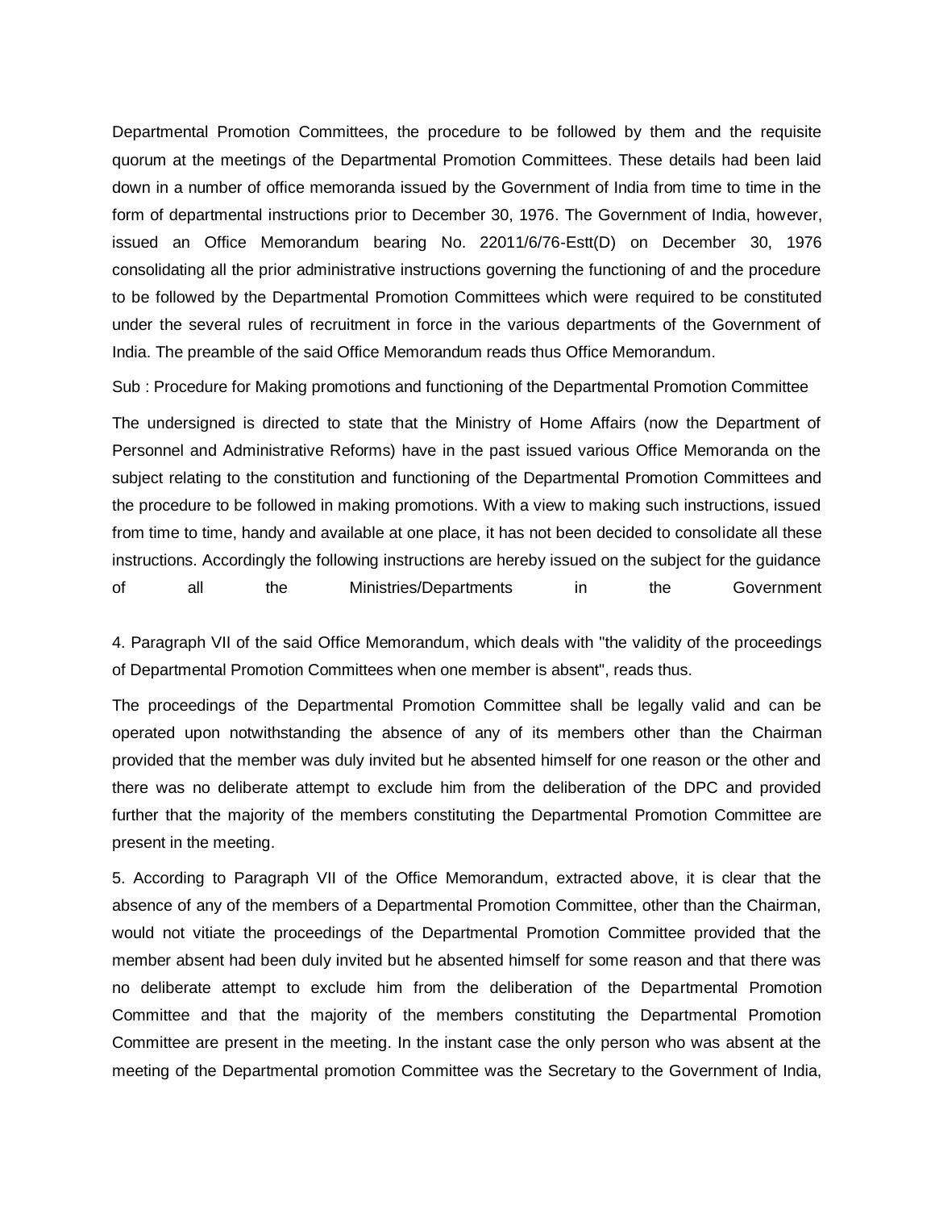Departmental Promotion Committees, the procedure to be followed by them and the requisite quorum at the meetings of the Departmental Promotion Committees. These details had been laid down in a number of office memoranda issued by the Government of India from time to time in the form of departmental instructions prior to December 30, 1976. The Government of India, however, issued an Office Memorandum bearing No. 22011/6/76-Estt(D) on December 30, 1976 consolidating all the prior administrative instructions governing the functioning of and the procedure to be followed by the Departmental Promotion Committees which were required to be constituted under the several rules of recruitment in force in the various departments of the Government of India. The preamble of the said Office Memorandum reads thus Office Memorandum.

Sub : Procedure for Making promotions and functioning of the Departmental Promotion Committee

The undersigned is directed to state that the Ministry of Home Affairs (now the Department of Personnel and Administrative Reforms) have in the past issued various Office Memoranda on the subject relating to the constitution and functioning of the Departmental Promotion Committees and the procedure to be followed in making promotions. With a view to making such instructions, issued from time to time, handy and available at one place, it has not been decided to consolidate all these instructions. Accordingly the following instructions are hereby issued on the subject for the guidance of all the Ministries/Departments in the Government

4. Paragraph VII of the said Office Memorandum, which deals with "the validity of the proceedings of Departmental Promotion Committees when one member is absent", reads thus.

The proceedings of the Departmental Promotion Committee shall be legally valid and can be operated upon notwithstanding the absence of any of its members other than the Chairman provided that the member was duly invited but he absented himself for one reason or the other and there was no deliberate attempt to exclude him from the deliberation of the DPC and provided further that the majority of the members constituting the Departmental Promotion Committee are present in the meeting.

5. According to Paragraph VII of the Office Memorandum, extracted above, it is clear that the absence of any of the members of a Departmental Promotion Committee, other than the Chairman, would not vitiate the proceedings of the Departmental Promotion Committee provided that the member absent had been duly invited but he absented himself for some reason and that there was no deliberate attempt to exclude him from the deliberation of the Departmental Promotion Committee and that the majority of the members constituting the Departmental Promotion Committee are present in the meeting. In the instant case the only person who was absent at the meeting of the Departmental promotion Committee was the Secretary to the Government of India,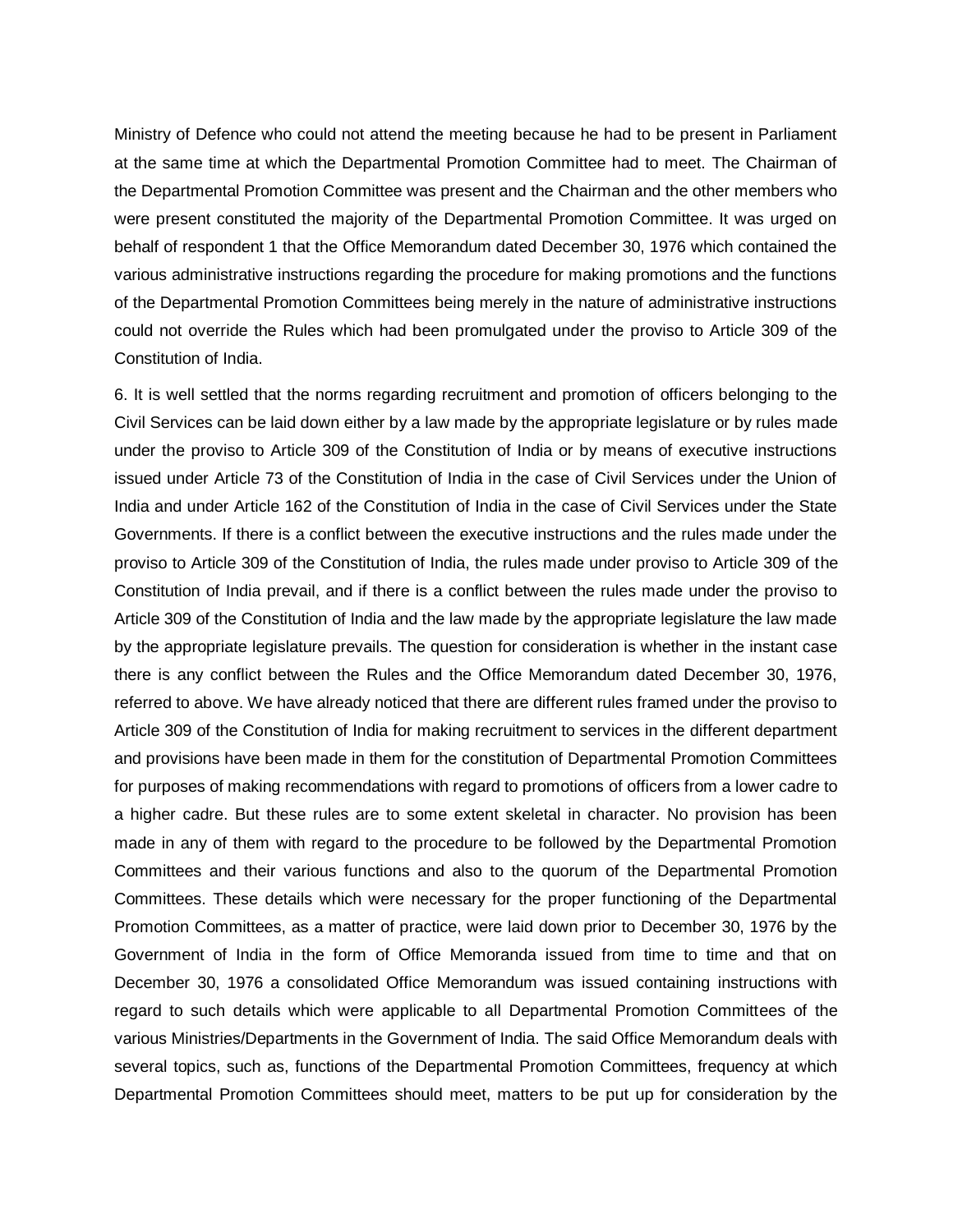Ministry of Defence who could not attend the meeting because he had to be present in Parliament at the same time at which the Departmental Promotion Committee had to meet. The Chairman of the Departmental Promotion Committee was present and the Chairman and the other members who were present constituted the majority of the Departmental Promotion Committee. It was urged on behalf of respondent 1 that the Office Memorandum dated December 30, 1976 which contained the various administrative instructions regarding the procedure for making promotions and the functions of the Departmental Promotion Committees being merely in the nature of administrative instructions could not override the Rules which had been promulgated under the proviso to Article 309 of the Constitution of India.

6. It is well settled that the norms regarding recruitment and promotion of officers belonging to the Civil Services can be laid down either by a law made by the appropriate legislature or by rules made under the proviso to Article 309 of the Constitution of India or by means of executive instructions issued under Article 73 of the Constitution of India in the case of Civil Services under the Union of India and under Article 162 of the Constitution of India in the case of Civil Services under the State Governments. If there is a conflict between the executive instructions and the rules made under the proviso to Article 309 of the Constitution of India, the rules made under proviso to Article 309 of the Constitution of India prevail, and if there is a conflict between the rules made under the proviso to Article 309 of the Constitution of India and the law made by the appropriate legislature the law made by the appropriate legislature prevails. The question for consideration is whether in the instant case there is any conflict between the Rules and the Office Memorandum dated December 30, 1976, referred to above. We have already noticed that there are different rules framed under the proviso to Article 309 of the Constitution of India for making recruitment to services in the different department and provisions have been made in them for the constitution of Departmental Promotion Committees for purposes of making recommendations with regard to promotions of officers from a lower cadre to a higher cadre. But these rules are to some extent skeletal in character. No provision has been made in any of them with regard to the procedure to be followed by the Departmental Promotion Committees and their various functions and also to the quorum of the Departmental Promotion Committees. These details which were necessary for the proper functioning of the Departmental Promotion Committees, as a matter of practice, were laid down prior to December 30, 1976 by the Government of India in the form of Office Memoranda issued from time to time and that on December 30, 1976 a consolidated Office Memorandum was issued containing instructions with regard to such details which were applicable to all Departmental Promotion Committees of the various Ministries/Departments in the Government of India. The said Office Memorandum deals with several topics, such as, functions of the Departmental Promotion Committees, frequency at which Departmental Promotion Committees should meet, matters to be put up for consideration by the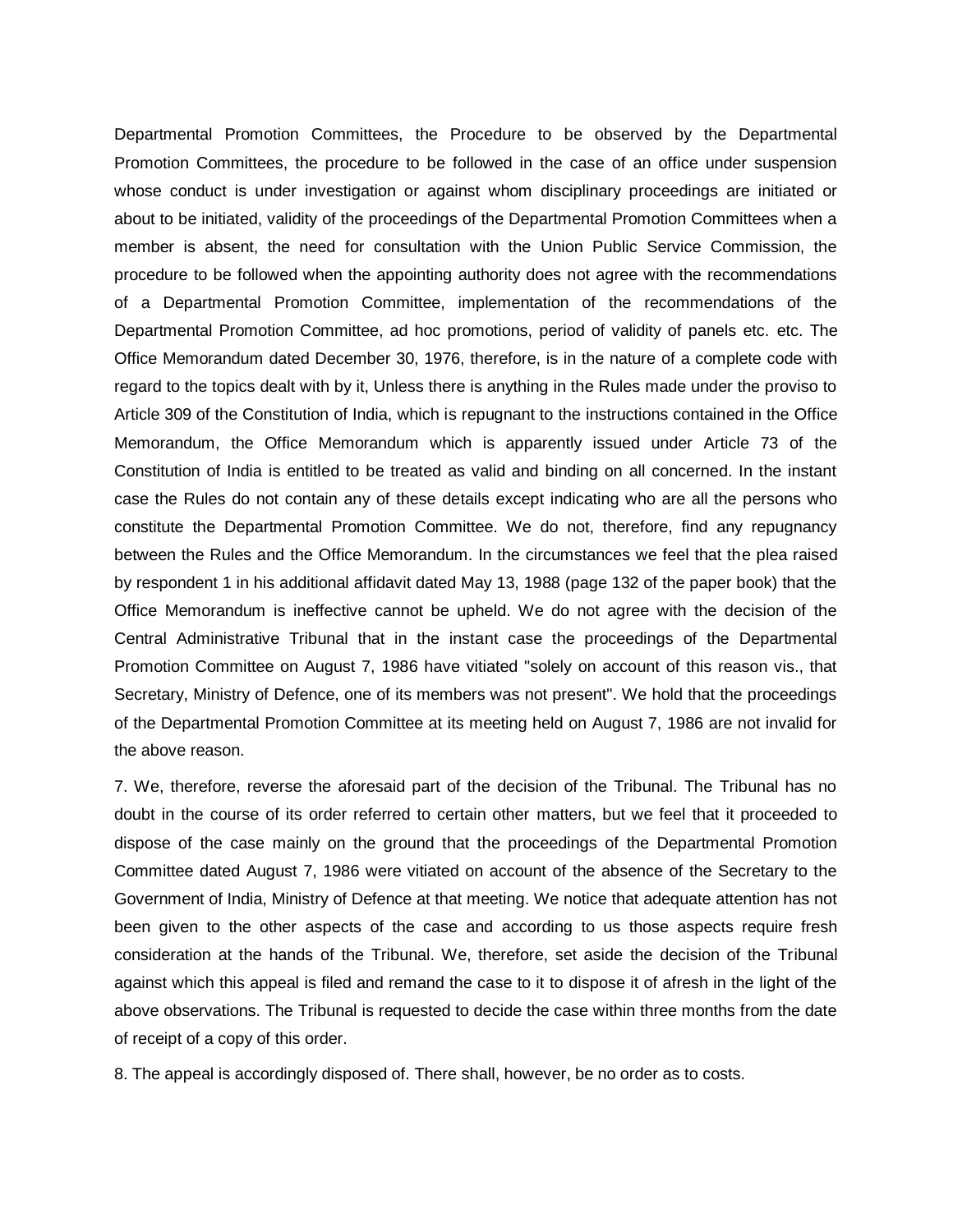Departmental Promotion Committees, the Procedure to be observed by the Departmental Promotion Committees, the procedure to be followed in the case of an office under suspension whose conduct is under investigation or against whom disciplinary proceedings are initiated or about to be initiated, validity of the proceedings of the Departmental Promotion Committees when a member is absent, the need for consultation with the Union Public Service Commission, the procedure to be followed when the appointing authority does not agree with the recommendations of a Departmental Promotion Committee, implementation of the recommendations of the Departmental Promotion Committee, ad hoc promotions, period of validity of panels etc. etc. The Office Memorandum dated December 30, 1976, therefore, is in the nature of a complete code with regard to the topics dealt with by it, Unless there is anything in the Rules made under the proviso to Article 309 of the Constitution of India, which is repugnant to the instructions contained in the Office Memorandum, the Office Memorandum which is apparently issued under Article 73 of the Constitution of India is entitled to be treated as valid and binding on all concerned. In the instant case the Rules do not contain any of these details except indicating who are all the persons who constitute the Departmental Promotion Committee. We do not, therefore, find any repugnancy between the Rules and the Office Memorandum. In the circumstances we feel that the plea raised by respondent 1 in his additional affidavit dated May 13, 1988 (page 132 of the paper book) that the Office Memorandum is ineffective cannot be upheld. We do not agree with the decision of the Central Administrative Tribunal that in the instant case the proceedings of the Departmental Promotion Committee on August 7, 1986 have vitiated "solely on account of this reason vis., that Secretary, Ministry of Defence, one of its members was not present". We hold that the proceedings of the Departmental Promotion Committee at its meeting held on August 7, 1986 are not invalid for the above reason.

7. We, therefore, reverse the aforesaid part of the decision of the Tribunal. The Tribunal has no doubt in the course of its order referred to certain other matters, but we feel that it proceeded to dispose of the case mainly on the ground that the proceedings of the Departmental Promotion Committee dated August 7, 1986 were vitiated on account of the absence of the Secretary to the Government of India, Ministry of Defence at that meeting. We notice that adequate attention has not been given to the other aspects of the case and according to us those aspects require fresh consideration at the hands of the Tribunal. We, therefore, set aside the decision of the Tribunal against which this appeal is filed and remand the case to it to dispose it of afresh in the light of the above observations. The Tribunal is requested to decide the case within three months from the date of receipt of a copy of this order.

8. The appeal is accordingly disposed of. There shall, however, be no order as to costs.